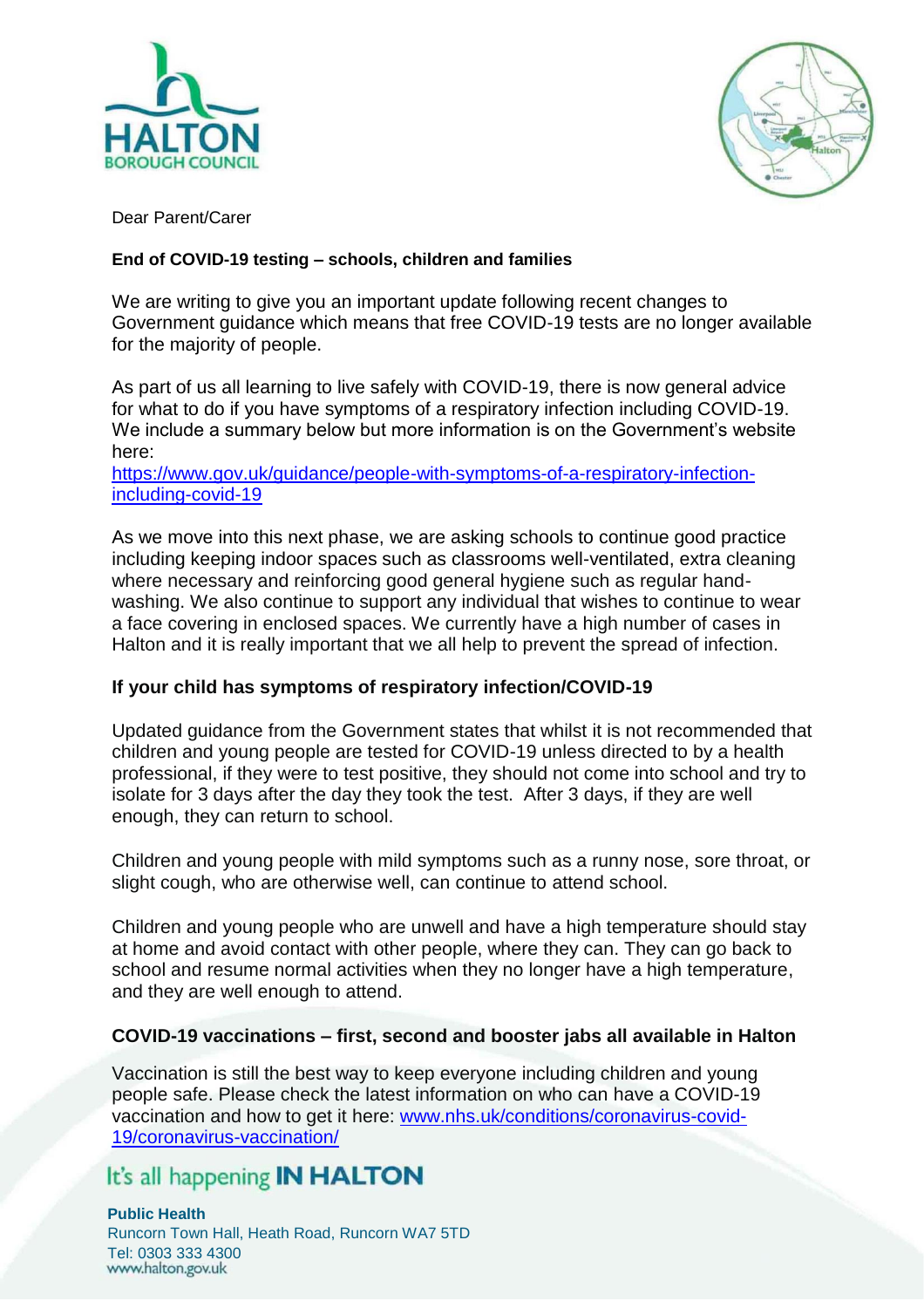Dear Parent/Carer

**End of COVID-19 testing – schools, children and families**

We are writing to give you an important update following recent changes to Government guidance which means that free COVID-19 tests are no longer available for the majority of people.

As part of us all learning to live safely with COVID-19, there is now general advice for what to do if you have symptoms of a respiratory infection including COVID-19. We include a summary below but more information is on the Government's website here:
[https://www.gov.uk/guidance/people-with-symptoms-of-a-respiratory-infection-including-covid-19](https://www.gov.uk/guidance/people-with-symptoms-of-a-respiratory-infection-including-covid-19)

As we move into this next phase, we are asking schools to continue good practice including keeping indoor spaces such as classrooms well-ventilated, extra cleaning where necessary and reinforcing good general hygiene such as regular hand-washing. We also continue to support any individual that wishes to continue to wear a face covering in enclosed spaces. We currently have a high number of cases in Halton and it is really important that we all help to prevent the spread of infection.

**If your child has symptoms of respiratory infection/COVID-19**

Updated guidance from the Government states that whilst it is not recommended that children and young people are tested for COVID-19 unless directed to by a health professional, if they were to test positive, they should not come into school and try to isolate for 3 days after the day they took the test. After 3 days, if they are well enough, they can return to school.

Children and young people with mild symptoms such as a runny nose, sore throat, or slight cough, who are otherwise well, can continue to attend school.

Children and young people who are unwell and have a high temperature should stay at home and avoid contact with other people, where they can. They can go back to school and resume normal activities when they no longer have a high temperature, and they are well enough to attend.

**COVID-19 vaccinations – first, second and booster jabs all available in Halton**

Vaccination is still the best way to keep everyone including children and young people safe. Please check the latest information on who can have a COVID-19 vaccination and how to get it here: [www.nhs.uk/conditions/coronavirus-covid-19/coronavirus-vaccination/](https://www.nhs.uk/conditions/coronavirus-covid-19/coronavirus-vaccination/)

It's all happening **IN HALTON**

**Public Health**
Runcorn Town Hall, Heath Road, Runcorn WA7 5TD
Tel: 0303 333 4300
www.halton.gov.uk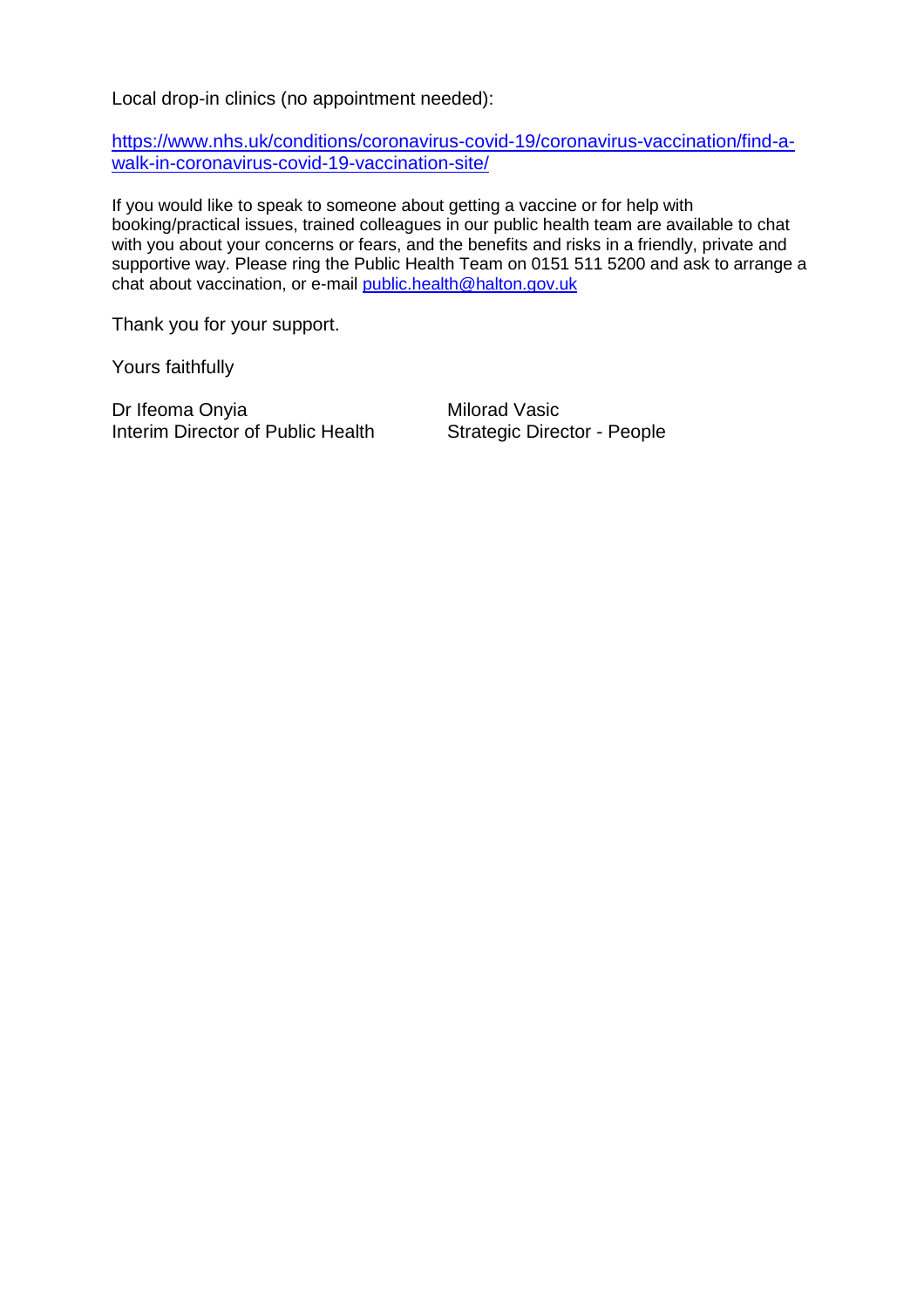Local drop-in clinics (no appointment needed):

https://www.nhs.uk/conditions/coronavirus-covid-19/coronavirus-vaccination/find-a-walk-in-coronavirus-covid-19-vaccination-site/

If you would like to speak to someone about getting a vaccine or for help with booking/practical issues, trained colleagues in our public health team are available to chat with you about your concerns or fears, and the benefits and risks in a friendly, private and supportive way. Please ring the Public Health Team on 0151 511 5200 and ask to arrange a chat about vaccination, or e-mail public.health@halton.gov.uk

Thank you for your support.

Yours faithfully

Dr Ifeoma Onyia
Interim Director of Public Health

Milorad Vasic
Strategic Director - People